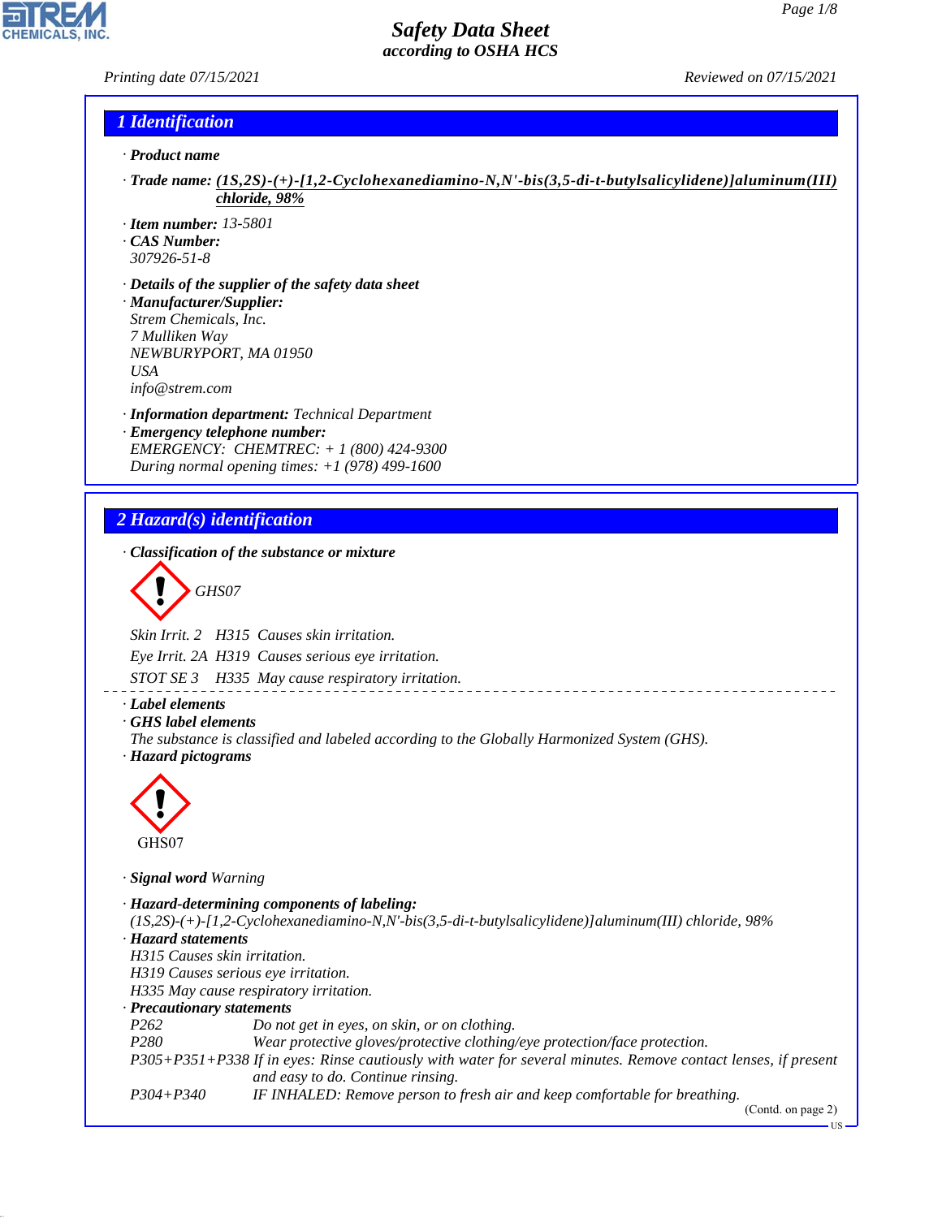# Safety Data Sheet
*according to OSHA HCS*

Printing date 07/15/2021 Reviewed on 07/15/2021

## 1 Identification

· **Product name**

· **Trade name:** **(1S,2S)-(+)-[1,2-Cyclohexanediamino-N,N'-bis(3,5-di-t-butylsalicylidene)]aluminum(III) chloride, 98%**

· **Item number:** 13-5801
· **CAS Number:**
307926-51-8

· **Details of the supplier of the safety data sheet**
· **Manufacturer/Supplier:**
Strem Chemicals, Inc.
7 Mulliken Way
NEWBURYPORT, MA 01950
USA
info@strem.com

· **Information department:** Technical Department
· **Emergency telephone number:**
EMERGENCY: CHEMTREC: + 1 (800) 424-9300
During normal opening times: +1 (978) 499-1600

## 2 Hazard(s) identification

· **Classification of the substance or mixture**

GHS07

Skin Irrit. 2 H315 Causes skin irritation.
Eye Irrit. 2A H319 Causes serious eye irritation.
STOT SE 3 H335 May cause respiratory irritation.

· **Label elements**
· **GHS label elements**
The substance is classified and labeled according to the Globally Harmonized System (GHS).
· **Hazard pictograms**

GHS07

· **Signal word** Warning

· **Hazard-determining components of labeling:**
(1S,2S)-(+)-[1,2-Cyclohexanediamino-N,N'-bis(3,5-di-t-butylsalicylidene)]aluminum(III) chloride, 98%
· **Hazard statements**
H315 Causes skin irritation.
H319 Causes serious eye irritation.
H335 May cause respiratory irritation.
· **Precautionary statements**

| | |
|---|---|
| P262 | Do not get in eyes, on skin, or on clothing. |
| P280 | Wear protective gloves/protective clothing/eye protection/face protection. |
| P305+P351+P338 | If in eyes: Rinse cautiously with water for several minutes. Remove contact lenses, if present and easy to do. Continue rinsing. |
| P304+P340 | IF INHALED: Remove person to fresh air and keep comfortable for breathing. |

(Contd. on page 2)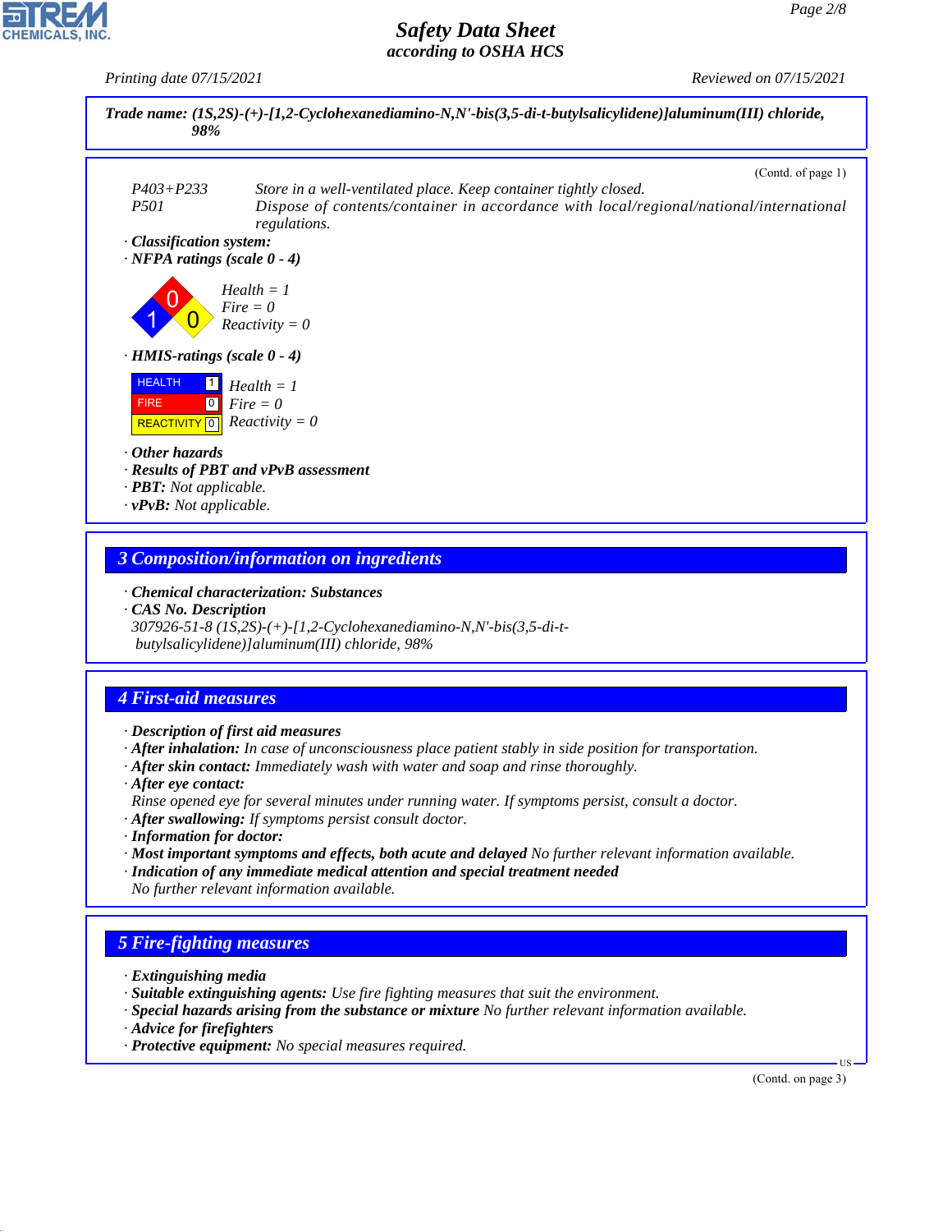**Trade name: (1S,2S)-(+)-[1,2-Cyclohexanediamino-N,N'-bis(3,5-di-t-butylsalicylidene)]aluminum(III) chloride, 98%**

(Contd. of page 1)

P403+P233 Store in a well-ventilated place. Keep container tightly closed.
P501 Dispose of contents/container in accordance with local/regional/national/international regulations.

· **Classification system:**
· **NFPA ratings (scale 0 - 4)**

Health = 1
Fire = 0
Reactivity = 0

· **HMIS-ratings (scale 0 - 4)**

| | | |
|---|---|---|
| HEALTH | 1 | Health = 1 |
| FIRE | 0 | Fire = 0 |
| REACTIVITY | 0 | Reactivity = 0 |

· **Other hazards**
· **Results of PBT and vPvB assessment**
· **PBT:** Not applicable.
· **vPvB:** Not applicable.

## 3 Composition/information on ingredients

· **Chemical characterization: Substances**
· **CAS No. Description**
307926-51-8 (1S,2S)-(+)-[1,2-Cyclohexanediamino-N,N'-bis(3,5-di-t-butylsalicylidene)]aluminum(III) chloride, 98%

## 4 First-aid measures

· **Description of first aid measures**
· **After inhalation:** In case of unconsciousness place patient stably in side position for transportation.
· **After skin contact:** Immediately wash with water and soap and rinse thoroughly.
· **After eye contact:**
Rinse opened eye for several minutes under running water. If symptoms persist, consult a doctor.
· **After swallowing:** If symptoms persist consult doctor.
· **Information for doctor:**
· **Most important symptoms and effects, both acute and delayed** No further relevant information available.
· **Indication of any immediate medical attention and special treatment needed**
No further relevant information available.

## 5 Fire-fighting measures

· **Extinguishing media**
· **Suitable extinguishing agents:** Use fire fighting measures that suit the environment.
· **Special hazards arising from the substance or mixture** No further relevant information available.
· **Advice for firefighters**
· **Protective equipment:** No special measures required.

(Contd. on page 3)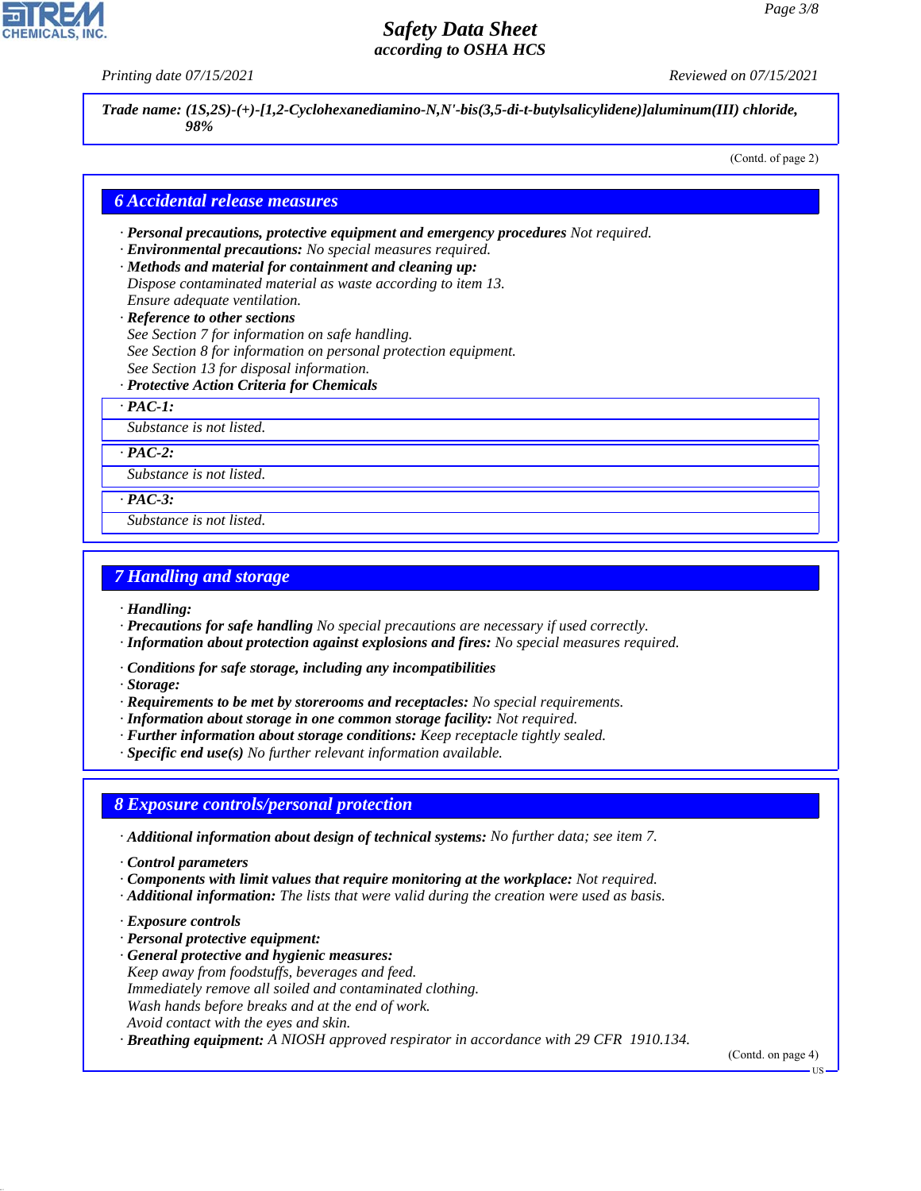**Trade name: (1S,2S)-(+)-[1,2-Cyclohexanediamino-N,N'-bis(3,5-di-t-butylsalicylidene)]aluminum(III) chloride, 98%**

(Contd. of page 2)

## 6 Accidental release measures

· **Personal precautions, protective equipment and emergency procedures** Not required.
· **Environmental precautions:** No special measures required.
· **Methods and material for containment and cleaning up:**
Dispose contaminated material as waste according to item 13.
Ensure adequate ventilation.
· **Reference to other sections**
See Section 7 for information on safe handling.
See Section 8 for information on personal protection equipment.
See Section 13 for disposal information.
· **Protective Action Criteria for Chemicals**

| · PAC-1: |
|---|
| Substance is not listed. |

| · PAC-2: |
|---|
| Substance is not listed. |

| · PAC-3: |
|---|
| Substance is not listed. |

## 7 Handling and storage

· **Handling:**
· **Precautions for safe handling** No special precautions are necessary if used correctly.
· **Information about protection against explosions and fires:** No special measures required.

· **Conditions for safe storage, including any incompatibilities**
· **Storage:**
· **Requirements to be met by storerooms and receptacles:** No special requirements.
· **Information about storage in one common storage facility:** Not required.
· **Further information about storage conditions:** Keep receptacle tightly sealed.
· **Specific end use(s)** No further relevant information available.

## 8 Exposure controls/personal protection

· **Additional information about design of technical systems:** No further data; see item 7.

· **Control parameters**
· **Components with limit values that require monitoring at the workplace:** Not required.
· **Additional information:** The lists that were valid during the creation were used as basis.

· **Exposure controls**
· **Personal protective equipment:**
· **General protective and hygienic measures:**
Keep away from foodstuffs, beverages and feed.
Immediately remove all soiled and contaminated clothing.
Wash hands before breaks and at the end of work.
Avoid contact with the eyes and skin.
· **Breathing equipment:** A NIOSH approved respirator in accordance with 29 CFR 1910.134.

(Contd. on page 4)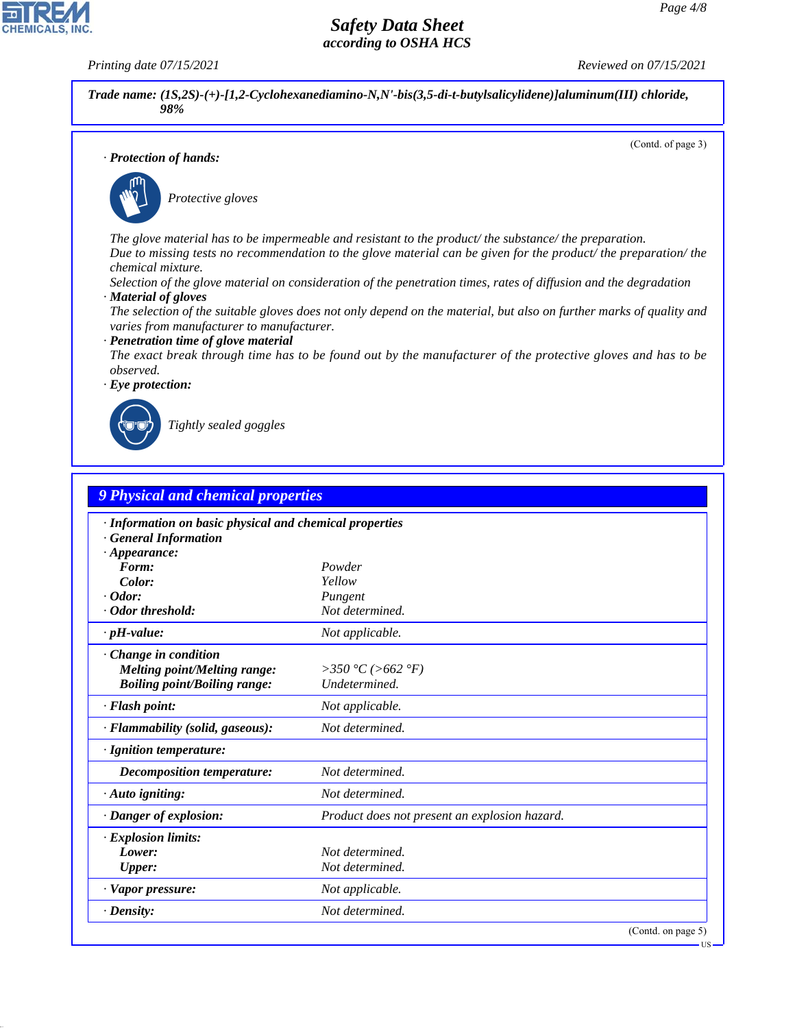**Trade name: (1S,2S)-(+)-[1,2-Cyclohexanediamino-N,N'-bis(3,5-di-t-butylsalicylidene)]aluminum(III) chloride, 98%**

(Contd. of page 3)

· **Protection of hands:**

Protective gloves

The glove material has to be impermeable and resistant to the product/ the substance/ the preparation.
Due to missing tests no recommendation to the glove material can be given for the product/ the preparation/ the chemical mixture.
Selection of the glove material on consideration of the penetration times, rates of diffusion and the degradation

· **Material of gloves**
The selection of the suitable gloves does not only depend on the material, but also on further marks of quality and varies from manufacturer to manufacturer.

· **Penetration time of glove material**
The exact break through time has to be found out by the manufacturer of the protective gloves and has to be observed.

· **Eye protection:**

Tightly sealed goggles

## 9 Physical and chemical properties

· **Information on basic physical and chemical properties**
· **General Information**
· **Appearance:**

| | |
|---|---|
| **Form:** | Powder |
| **Color:** | Yellow |
| · **Odor:** | Pungent |
| · **Odor threshold:** | Not determined. |
| · **pH-value:** | Not applicable. |
| · **Change in condition** | |
| **Melting point/Melting range:** | >350 °C (>662 °F) |
| **Boiling point/Boiling range:** | Undetermined. |
| · **Flash point:** | Not applicable. |
| · **Flammability (solid, gaseous):** | Not determined. |
| · **Ignition temperature:** | |
| **Decomposition temperature:** | Not determined. |
| · **Auto igniting:** | Not determined. |
| · **Danger of explosion:** | Product does not present an explosion hazard. |
| · **Explosion limits:** | |
| **Lower:** | Not determined. |
| **Upper:** | Not determined. |
| · **Vapor pressure:** | Not applicable. |
| · **Density:** | Not determined. |

(Contd. on page 5)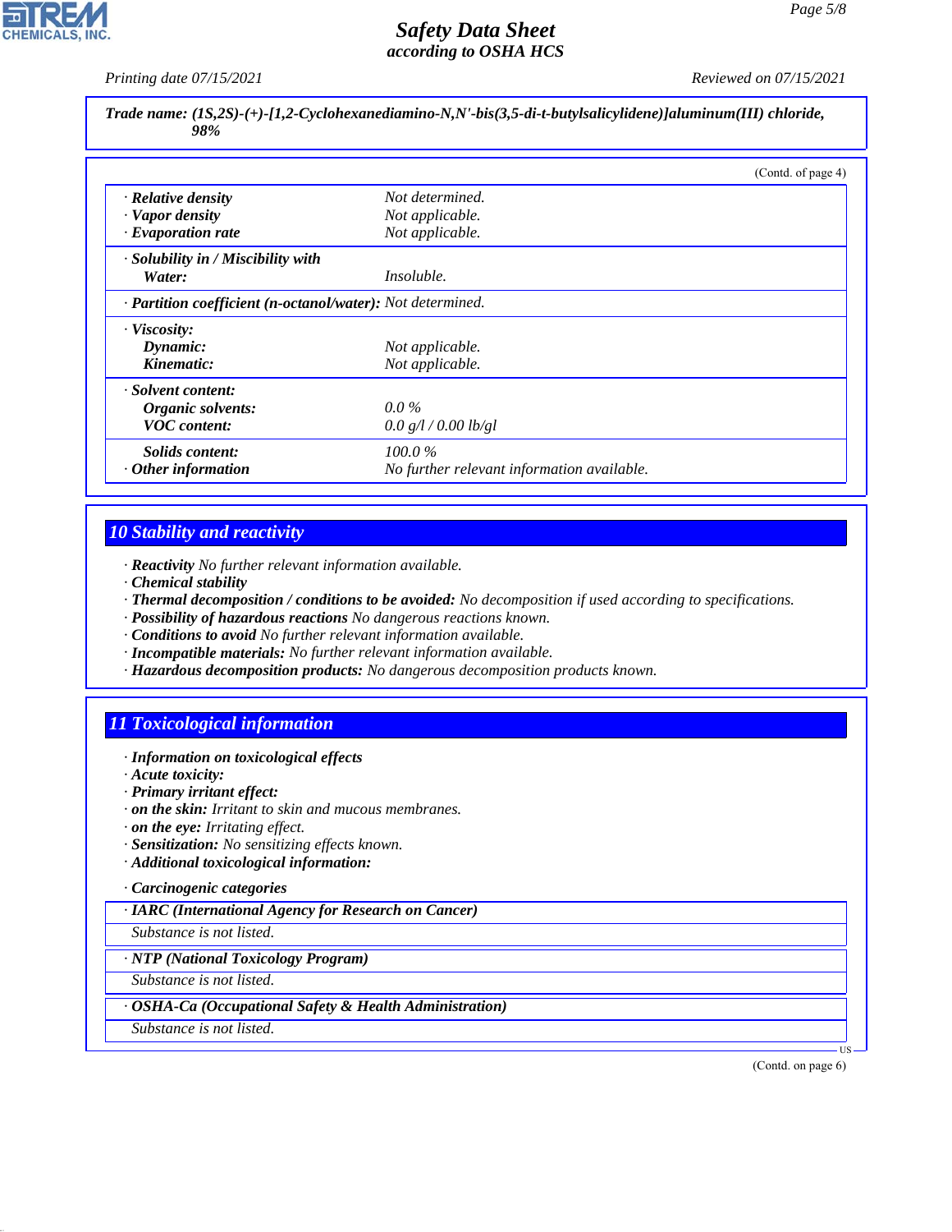**Trade name: (1S,2S)-(+)-[1,2-Cyclohexanediamino-N,N'-bis(3,5-di-t-butylsalicylidene)]aluminum(III) chloride, 98%**

(Contd. of page 4)

| | |
|---|---|
| · **Relative density** | Not determined. |
| · **Vapor density** | Not applicable. |
| · **Evaporation rate** | Not applicable. |
| · **Solubility in / Miscibility with** | |
| **Water:** | Insoluble. |
| · **Partition coefficient (n-octanol/water):** | Not determined. |
| · **Viscosity:** | |
| **Dynamic:** | Not applicable. |
| **Kinematic:** | Not applicable. |
| · **Solvent content:** | |
| **Organic solvents:** | 0.0 % |
| **VOC content:** | 0.0 g/l / 0.00 lb/gl |
| **Solids content:** | 100.0 % |
| · **Other information** | No further relevant information available. |

## 10 Stability and reactivity

· **Reactivity** No further relevant information available.
· **Chemical stability**
· **Thermal decomposition / conditions to be avoided:** No decomposition if used according to specifications.
· **Possibility of hazardous reactions** No dangerous reactions known.
· **Conditions to avoid** No further relevant information available.
· **Incompatible materials:** No further relevant information available.
· **Hazardous decomposition products:** No dangerous decomposition products known.

## 11 Toxicological information

· **Information on toxicological effects**
· **Acute toxicity:**
· **Primary irritant effect:**
· **on the skin:** Irritant to skin and mucous membranes.
· **on the eye:** Irritating effect.
· **Sensitization:** No sensitizing effects known.
· **Additional toxicological information:**

· **Carcinogenic categories**

| · **IARC (International Agency for Research on Cancer)** |
|---|
| Substance is not listed. |

| · **NTP (National Toxicology Program)** |
|---|
| Substance is not listed. |

| · **OSHA-Ca (Occupational Safety & Health Administration)** |
|---|
| Substance is not listed. |

(Contd. on page 6)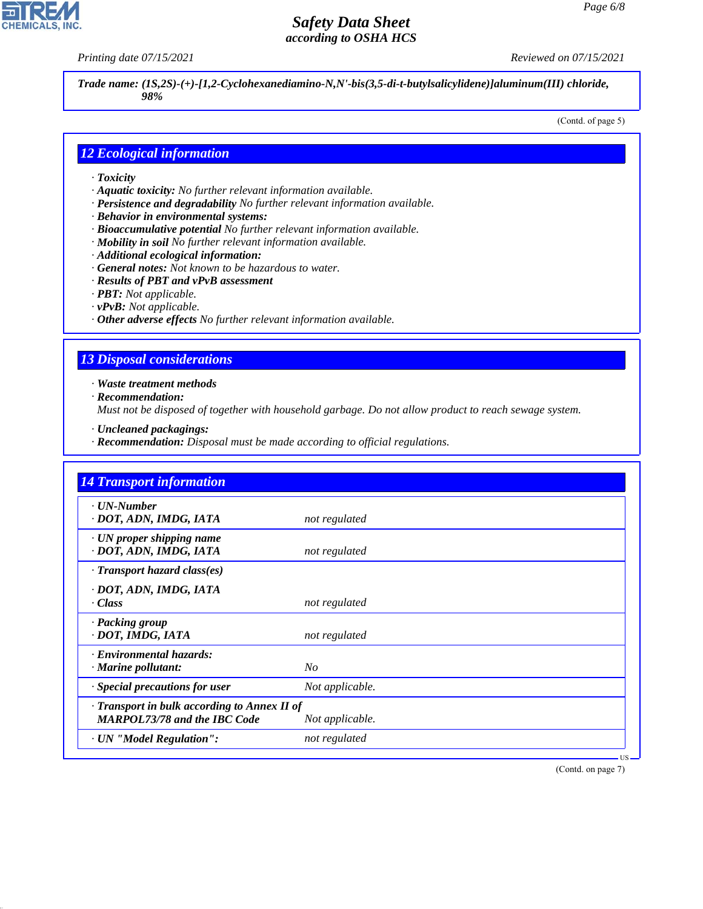**Trade name: (1S,2S)-(+)-[1,2-Cyclohexanediamino-N,N'-bis(3,5-di-t-butylsalicylidene)]aluminum(III) chloride, 98%**

(Contd. of page 5)

## 12 Ecological information

· **Toxicity**
· **Aquatic toxicity:** No further relevant information available.
· **Persistence and degradability** No further relevant information available.
· **Behavior in environmental systems:**
· **Bioaccumulative potential** No further relevant information available.
· **Mobility in soil** No further relevant information available.
· **Additional ecological information:**
· **General notes:** Not known to be hazardous to water.
· **Results of PBT and vPvB assessment**
· **PBT:** Not applicable.
· **vPvB:** Not applicable.
· **Other adverse effects** No further relevant information available.

## 13 Disposal considerations

· **Waste treatment methods**
· **Recommendation:**
Must not be disposed of together with household garbage. Do not allow product to reach sewage system.

· **Uncleaned packagings:**
· **Recommendation:** Disposal must be made according to official regulations.

## 14 Transport information

| | |
|---|---|
| · **UN-Number** | |
| · **DOT, ADN, IMDG, IATA** | not regulated |
| · **UN proper shipping name** | |
| · **DOT, ADN, IMDG, IATA** | not regulated |
| · **Transport hazard class(es)** | |
| · **DOT, ADN, IMDG, IATA** | |
| · **Class** | not regulated |
| · **Packing group** | |
| · **DOT, IMDG, IATA** | not regulated |
| · **Environmental hazards:** | |
| · **Marine pollutant:** | No |
| · **Special precautions for user** | Not applicable. |
| · **Transport in bulk according to Annex II of MARPOL73/78 and the IBC Code** | Not applicable. |
| · **UN "Model Regulation":** | not regulated |

(Contd. on page 7)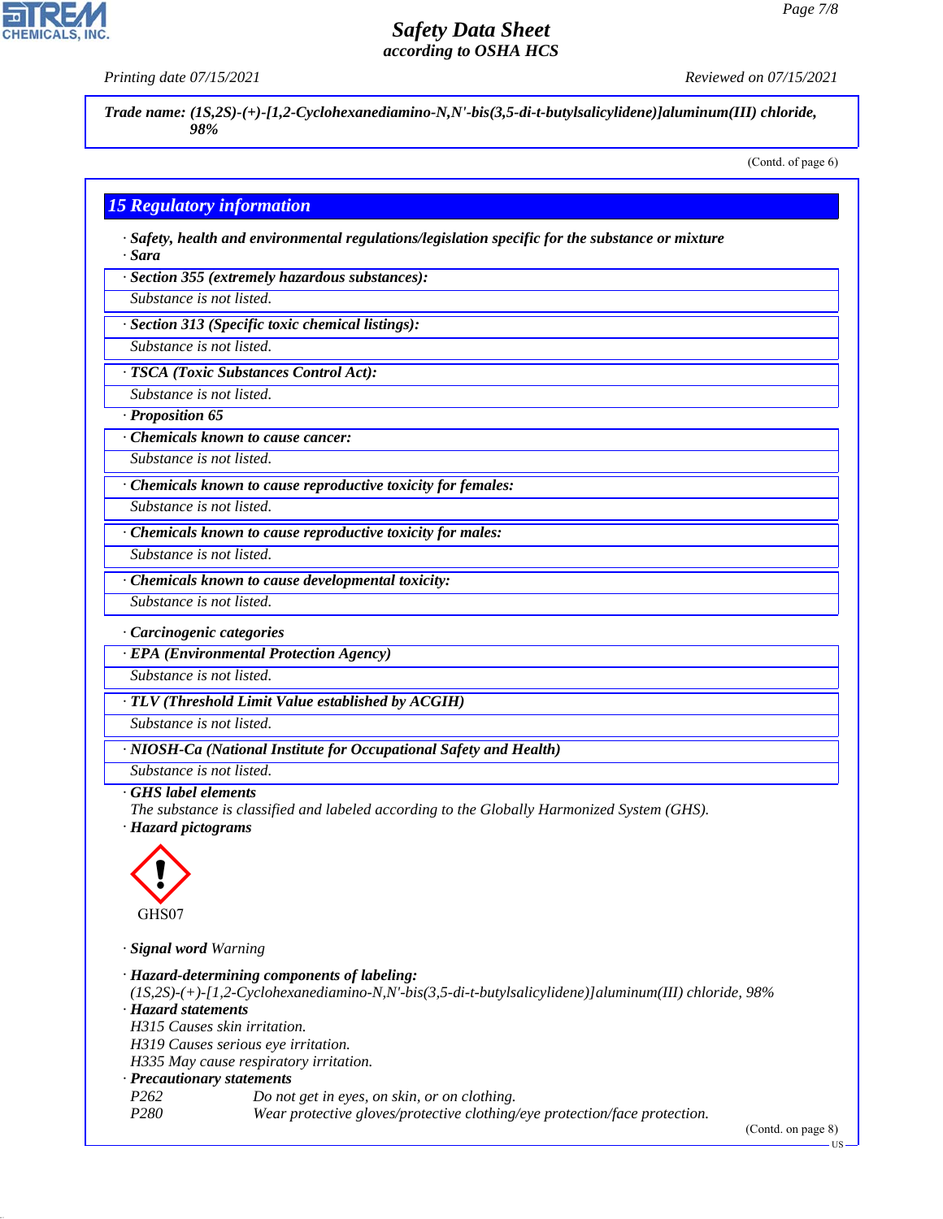**Trade name: (1S,2S)-(+)-[1,2-Cyclohexanediamino-N,N'-bis(3,5-di-t-butylsalicylidene)]aluminum(III) chloride, 98%**

(Contd. of page 6)

## 15 Regulatory information

· **Safety, health and environmental regulations/legislation specific for the substance or mixture**
· **Sara**

· **Section 355 (extremely hazardous substances):**
Substance is not listed.

· **Section 313 (Specific toxic chemical listings):**
Substance is not listed.

· **TSCA (Toxic Substances Control Act):**
Substance is not listed.

· **Proposition 65**

· **Chemicals known to cause cancer:**
Substance is not listed.

· **Chemicals known to cause reproductive toxicity for females:**
Substance is not listed.

· **Chemicals known to cause reproductive toxicity for males:**
Substance is not listed.

· **Chemicals known to cause developmental toxicity:**
Substance is not listed.

· **Carcinogenic categories**

· **EPA (Environmental Protection Agency)**
Substance is not listed.

· **TLV (Threshold Limit Value established by ACGIH)**
Substance is not listed.

· **NIOSH-Ca (National Institute for Occupational Safety and Health)**
Substance is not listed.

· **GHS label elements**
The substance is classified and labeled according to the Globally Harmonized System (GHS).

· **Hazard pictograms**

GHS07

· **Signal word** Warning

· **Hazard-determining components of labeling:**
(1S,2S)-(+)-[1,2-Cyclohexanediamino-N,N'-bis(3,5-di-t-butylsalicylidene)]aluminum(III) chloride, 98%

· **Hazard statements**
H315 Causes skin irritation.
H319 Causes serious eye irritation.
H335 May cause respiratory irritation.

· **Precautionary statements**
P262 Do not get in eyes, on skin, or on clothing.
P280 Wear protective gloves/protective clothing/eye protection/face protection.

(Contd. on page 8)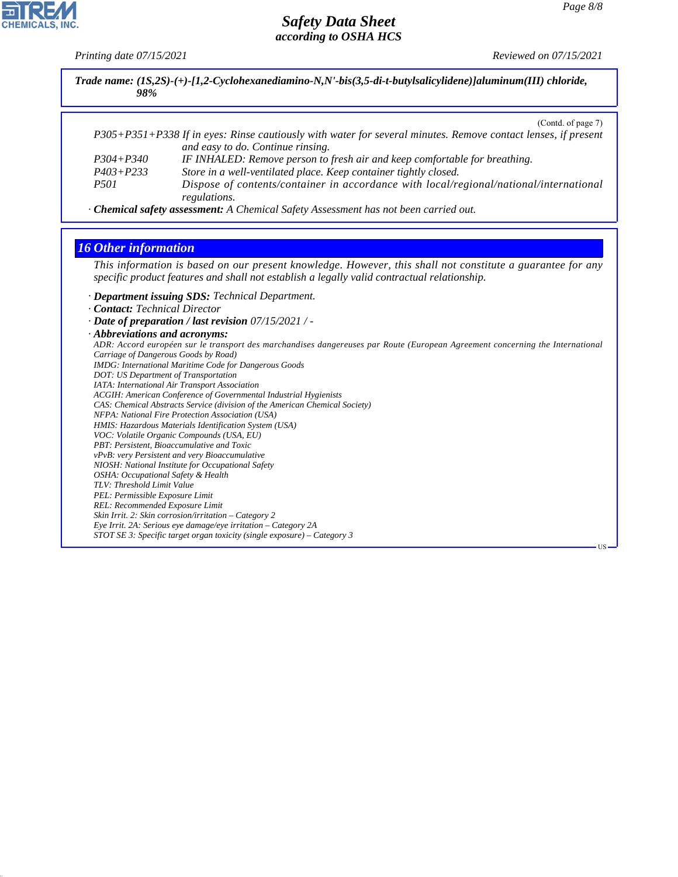**Trade name: (1S,2S)-(+)-[1,2-Cyclohexanediamino-N,N'-bis(3,5-di-t-butylsalicylidene)]aluminum(III) chloride, 98%**

(Contd. of page 7)

| | |
|---|---|
| P305+P351+P338 | If in eyes: Rinse cautiously with water for several minutes. Remove contact lenses, if present and easy to do. Continue rinsing. |
| P304+P340 | IF INHALED: Remove person to fresh air and keep comfortable for breathing. |
| P403+P233 | Store in a well-ventilated place. Keep container tightly closed. |
| P501 | Dispose of contents/container in accordance with local/regional/national/international regulations. |

· **Chemical safety assessment:** A Chemical Safety Assessment has not been carried out.

## 16 Other information

This information is based on our present knowledge. However, this shall not constitute a guarantee for any specific product features and shall not establish a legally valid contractual relationship.

· **Department issuing SDS:** Technical Department.
· **Contact:** Technical Director
· **Date of preparation / last revision** 07/15/2021 / -
· **Abbreviations and acronyms:**

ADR: Accord européen sur le transport des marchandises dangereuses par Route (European Agreement concerning the International Carriage of Dangerous Goods by Road)
IMDG: International Maritime Code for Dangerous Goods
DOT: US Department of Transportation
IATA: International Air Transport Association
ACGIH: American Conference of Governmental Industrial Hygienists
CAS: Chemical Abstracts Service (division of the American Chemical Society)
NFPA: National Fire Protection Association (USA)
HMIS: Hazardous Materials Identification System (USA)
VOC: Volatile Organic Compounds (USA, EU)
PBT: Persistent, Bioaccumulative and Toxic
vPvB: very Persistent and very Bioaccumulative
NIOSH: National Institute for Occupational Safety
OSHA: Occupational Safety & Health
TLV: Threshold Limit Value
PEL: Permissible Exposure Limit
REL: Recommended Exposure Limit
Skin Irrit. 2: Skin corrosion/irritation – Category 2
Eye Irrit. 2A: Serious eye damage/eye irritation – Category 2A
STOT SE 3: Specific target organ toxicity (single exposure) – Category 3